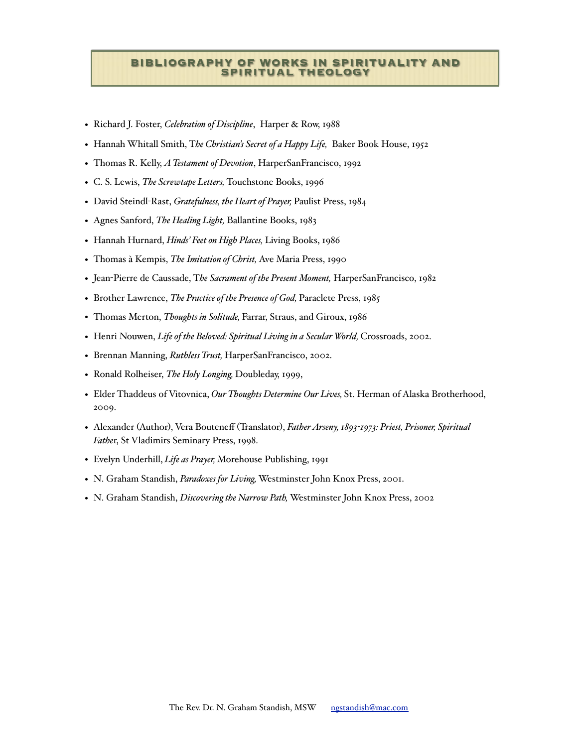# BIBLIOGRAPHY OF WORKS IN SPIRITUALITY AND SPIRITUAL THEOLOGY

- Richard J. Foster, *Celebration of Discipline*, Harper & Row, 1988
- Hannah Whitall Smith, T*he Christian's Secret of a Happy Life,* Baker Book House, 1952
- Thomas R. Kelly, *A Testament of Devotion*, HarperSanFrancisco, 1992
- C. S. Lewis, *The Screwtape Letters,* Touchstone Books, 1996
- David Steindl-Rast, *Gratefulness, the Heart of Prayer,* Paulist Press, 1984
- Agnes Sanford, *The Healing Light,* Ballantine Books, 1983
- Hannah Hurnard, *Hinds' Feet on High Places,* Living Books, 1986
- Thomas à Kempis, *The Imitation of Christ,* Ave Maria Press, 1990
- Jean-Pierre de Caussade, T*he Sacrament of the Present Moment,* HarperSanFrancisco, 1982
- Brother Lawrence, *The Practice of the Presence of God,* Paraclete Press, 1985
- Thomas Merton, *Thoughts in Solitude,* Farrar, Straus, and Giroux, 1986
- Henri Nouwen, *Life of the Beloved: Spiritual Living in a Secular World,* Crossroads, 2002.
- Brennan Manning, *Ruthless Trust,* HarperSanFrancisco, 2002.
- Ronald Rolheiser, *The Holy Longing,* Doubleday, 1999,
- Elder Thaddeus of Vitovnica, *Our Thoughts Determine Our Lives,* St. Herman of Alaska Brotherhood, 2009.
- Alexander (Author), Vera Bouteneff (Translator), *Father Arseny, 1893-1973: Priest, Prisoner, Spiritual Fathe*r, St Vladimirs Seminary Press, 1998.
- Evelyn Underhill, *Life as Prayer,* Morehouse Publishing, 1991
- N. Graham Standish, *Paradoxes for Living,* Westminster John Knox Press, 2001.
- N. Graham Standish, *Discovering the Narrow Path,* Westminster John Knox Press, 2002

The Rev. Dr. N. Graham Standish, MSW ngstandish@mac.com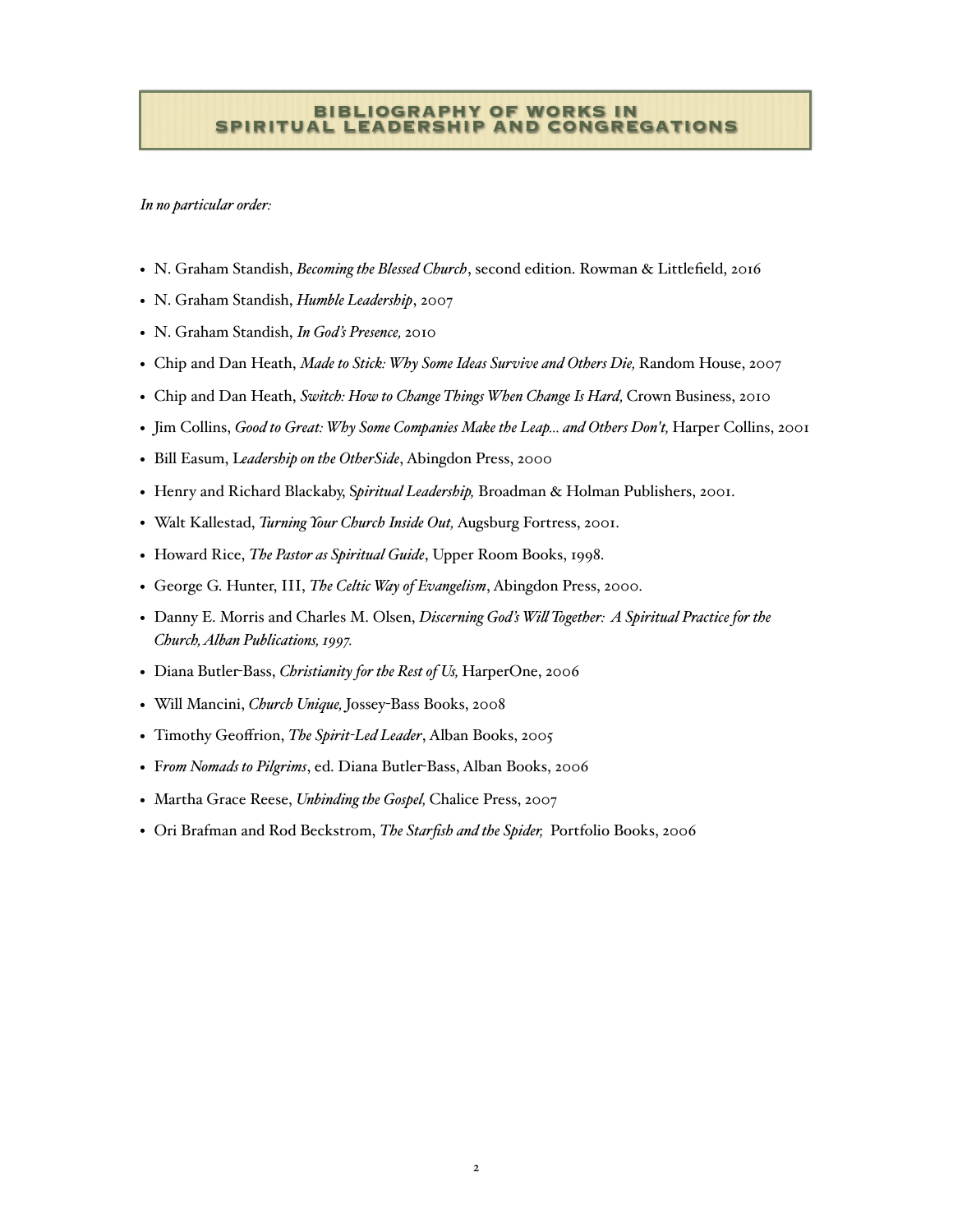# BIBLIOGRAPHY OF WORKS IN SPIRITUAL LEADERSHIP AND CONGREGATIONS

*In no particular order:*

- N. Graham Standish, *Becoming the Blessed Church*, second edition. Rowman & Littlefield, 2016
- N. Graham Standish, *Humble Leadership*, 2007
- N. Graham Standish, *In God's Presence,* 2010
- Chip and Dan Heath, *Made to Stick: Why Some Ideas Survive and Others Die,* Random House, 2007
- Chip and Dan Heath, *Switch: How to Change Things When Change Is Hard,* Crown Business, 2010
- Jim Collins, *Good to Great: Why Some Companies Make the Leap… and Others Don't,* Harper Collins, 2001
- Bill Easum, L*eadership on the OtherSide*, Abingdon Press, 2000
- Henry and Richard Blackaby, S*piritual Leadership,* Broadman & Holman Publishers, 2001.
- Walt Kallestad, *Turning Your Church Inside Out,* Augsburg Fortress, 2001.
- Howard Rice, *The Pastor as Spiritual Guide*, Upper Room Books, 1998.
- George G. Hunter, III, *The Celtic Way of Evangelism*, Abingdon Press, 2000.
- Danny E. Morris and Charles M. Olsen, *Discerning God's Will Together: A Spiritual Practice for the Church, Alban Publications, 1997.*
- Diana Butler-Bass, *Christianity for the Rest of Us,* HarperOne, 2006
- Will Mancini, *Church Unique,* Jossey-Bass Books, 2008
- Timothy Geoffrion, *The Spirit-Led Leader*, Alban Books, 2005
- F*rom Nomads to Pilgrims*, ed. Diana Butler-Bass, Alban Books, 2006
- Martha Grace Reese, *Unbinding the Gospel,* Chalice Press, 2007
- Ori Brafman and Rod Beckstrom, *The Starfish and the Spider,* Portfolio Books, 2006